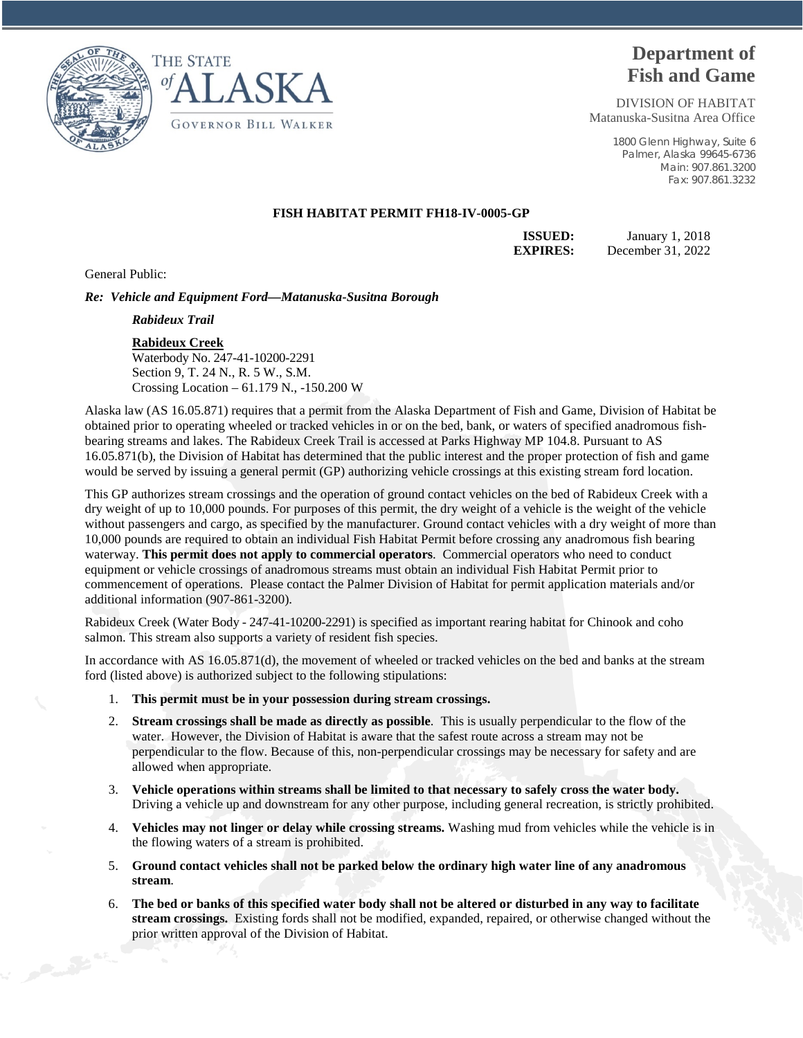THE STATE of ALASKA

GOVERNOR BILL WALKER

# Department of Fish and Game

DIVISION OF HABITAT
Matanuska-Susitna Area Office

1800 Glenn Highway, Suite 6
Palmer, Alaska 99645-6736
Main: 907.861.3200
Fax: 907.861.3232

**FISH HABITAT PERMIT FH18-IV-0005-GP**

**ISSUED:** January 1, 2018
**EXPIRES:** December 31, 2022

General Public:

***Re: Vehicle and Equipment Ford—Matanuska-Susitna Borough***

***Rabideux Trail***

**Rabideux Creek**
Waterbody No. 247-41-10200-2291
Section 9, T. 24 N., R. 5 W., S.M.
Crossing Location – 61.179 N., -150.200 W

Alaska law (AS 16.05.871) requires that a permit from the Alaska Department of Fish and Game, Division of Habitat be obtained prior to operating wheeled or tracked vehicles in or on the bed, bank, or waters of specified anadromous fish-bearing streams and lakes. The Rabideux Creek Trail is accessed at Parks Highway MP 104.8. Pursuant to AS 16.05.871(b), the Division of Habitat has determined that the public interest and the proper protection of fish and game would be served by issuing a general permit (GP) authorizing vehicle crossings at this existing stream ford location.

This GP authorizes stream crossings and the operation of ground contact vehicles on the bed of Rabideux Creek with a dry weight of up to 10,000 pounds. For purposes of this permit, the dry weight of a vehicle is the weight of the vehicle without passengers and cargo, as specified by the manufacturer. Ground contact vehicles with a dry weight of more than 10,000 pounds are required to obtain an individual Fish Habitat Permit before crossing any anadromous fish bearing waterway. **This permit does not apply to commercial operators**. Commercial operators who need to conduct equipment or vehicle crossings of anadromous streams must obtain an individual Fish Habitat Permit prior to commencement of operations. Please contact the Palmer Division of Habitat for permit application materials and/or additional information (907-861-3200).

Rabideux Creek (Water Body - 247-41-10200-2291) is specified as important rearing habitat for Chinook and coho salmon. This stream also supports a variety of resident fish species.

In accordance with AS 16.05.871(d), the movement of wheeled or tracked vehicles on the bed and banks at the stream ford (listed above) is authorized subject to the following stipulations:

1. **This permit must be in your possession during stream crossings.**
2. **Stream crossings shall be made as directly as possible**. This is usually perpendicular to the flow of the water. However, the Division of Habitat is aware that the safest route across a stream may not be perpendicular to the flow. Because of this, non-perpendicular crossings may be necessary for safety and are allowed when appropriate.
3. **Vehicle operations within streams shall be limited to that necessary to safely cross the water body.** Driving a vehicle up and downstream for any other purpose, including general recreation, is strictly prohibited.
4. **Vehicles may not linger or delay while crossing streams.** Washing mud from vehicles while the vehicle is in the flowing waters of a stream is prohibited.
5. **Ground contact vehicles shall not be parked below the ordinary high water line of any anadromous stream**.
6. **The bed or banks of this specified water body shall not be altered or disturbed in any way to facilitate stream crossings.** Existing fords shall not be modified, expanded, repaired, or otherwise changed without the prior written approval of the Division of Habitat.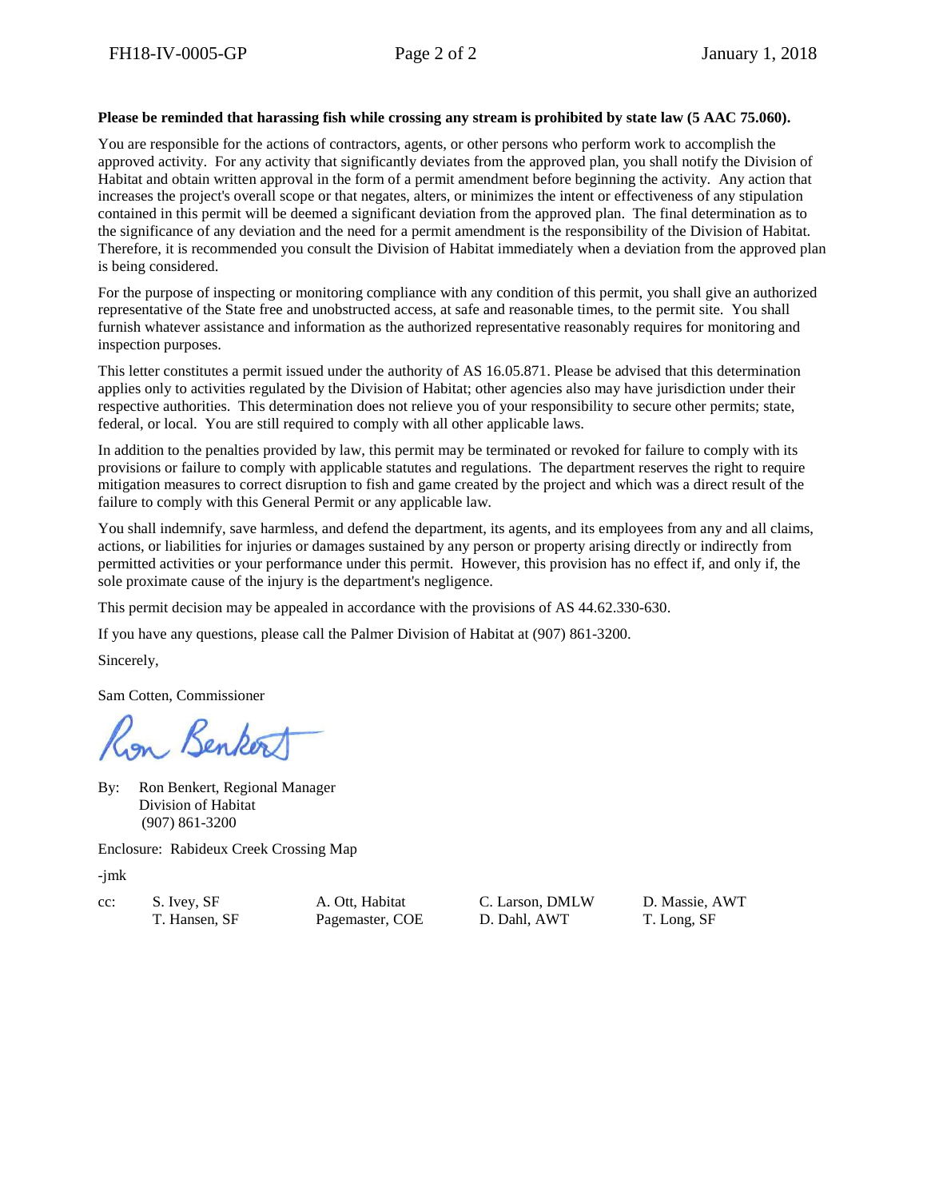**Please be reminded that harassing fish while crossing any stream is prohibited by state law (5 AAC 75.060).**

You are responsible for the actions of contractors, agents, or other persons who perform work to accomplish the approved activity. For any activity that significantly deviates from the approved plan, you shall notify the Division of Habitat and obtain written approval in the form of a permit amendment before beginning the activity. Any action that increases the project's overall scope or that negates, alters, or minimizes the intent or effectiveness of any stipulation contained in this permit will be deemed a significant deviation from the approved plan. The final determination as to the significance of any deviation and the need for a permit amendment is the responsibility of the Division of Habitat. Therefore, it is recommended you consult the Division of Habitat immediately when a deviation from the approved plan is being considered.

For the purpose of inspecting or monitoring compliance with any condition of this permit, you shall give an authorized representative of the State free and unobstructed access, at safe and reasonable times, to the permit site. You shall furnish whatever assistance and information as the authorized representative reasonably requires for monitoring and inspection purposes.

This letter constitutes a permit issued under the authority of AS 16.05.871. Please be advised that this determination applies only to activities regulated by the Division of Habitat; other agencies also may have jurisdiction under their respective authorities. This determination does not relieve you of your responsibility to secure other permits; state, federal, or local. You are still required to comply with all other applicable laws.

In addition to the penalties provided by law, this permit may be terminated or revoked for failure to comply with its provisions or failure to comply with applicable statutes and regulations. The department reserves the right to require mitigation measures to correct disruption to fish and game created by the project and which was a direct result of the failure to comply with this General Permit or any applicable law.

You shall indemnify, save harmless, and defend the department, its agents, and its employees from any and all claims, actions, or liabilities for injuries or damages sustained by any person or property arising directly or indirectly from permitted activities or your performance under this permit. However, this provision has no effect if, and only if, the sole proximate cause of the injury is the department's negligence.

This permit decision may be appealed in accordance with the provisions of AS 44.62.330-630.

If you have any questions, please call the Palmer Division of Habitat at (907) 861-3200.

Sincerely,

Sam Cotten, Commissioner

By: Ron Benkert, Regional Manager
Division of Habitat
(907) 861-3200

Enclosure: Rabideux Creek Crossing Map

-jmk

cc: S. Ivey, SF
T. Hansen, SF
A. Ott, Habitat
Pagemaster, COE
C. Larson, DMLW
D. Dahl, AWT
D. Massie, AWT
T. Long, SF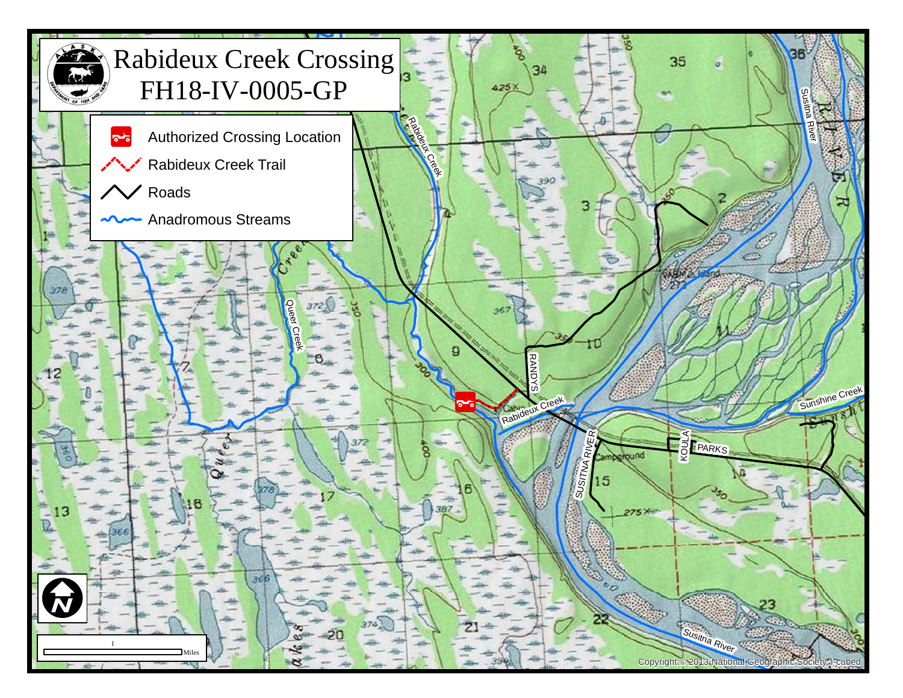# Rabideux Creek Crossing

## FH18-IV-0005-GP

- Authorized Crossing Location
- Rabideux Creek Trail
- Roads
- Anadromous Streams

1 Miles

Copyright:© 2013 National Geographic Society, i-cubed